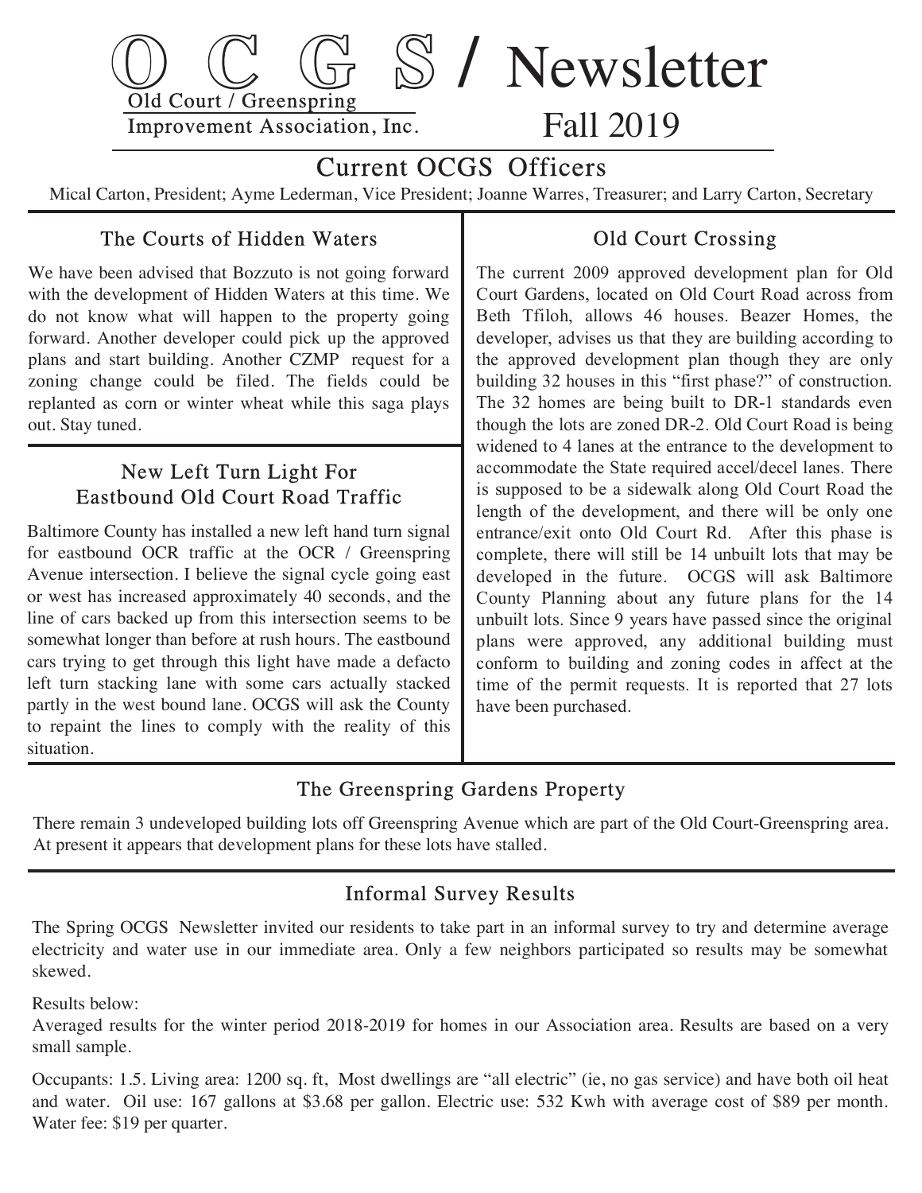# OCGS / Newsletter

Old Court / Greenspring Improvement Association, Inc.

Fall 2019

## Current OCGS Officers

Mical Carton, President; Ayme Lederman, Vice President; Joanne Warres, Treasurer; and Larry Carton, Secretary

### The Courts of Hidden Waters

We have been advised that Bozzuto is not going forward with the development of Hidden Waters at this time. We do not know what will happen to the property going forward. Another developer could pick up the approved plans and start building. Another CZMP request for a zoning change could be filed. The fields could be replanted as corn or winter wheat while this saga plays out. Stay tuned.

### New Left Turn Light For Eastbound Old Court Road Traffic

Baltimore County has installed a new left hand turn signal for eastbound OCR traffic at the OCR / Greenspring Avenue intersection. I believe the signal cycle going east or west has increased approximately 40 seconds, and the line of cars backed up from this intersection seems to be somewhat longer than before at rush hours. The eastbound cars trying to get through this light have made a defacto left turn stacking lane with some cars actually stacked partly in the west bound lane. OCGS will ask the County to repaint the lines to comply with the reality of this situation.

### Old Court Crossing

The current 2009 approved development plan for Old Court Gardens, located on Old Court Road across from Beth Tfiloh, allows 46 houses. Beazer Homes, the developer, advises us that they are building according to the approved development plan though they are only building 32 houses in this "first phase?" of construction. The 32 homes are being built to DR-1 standards even though the lots are zoned DR-2. Old Court Road is being widened to 4 lanes at the entrance to the development to accommodate the State required accel/decel lanes. There is supposed to be a sidewalk along Old Court Road the length of the development, and there will be only one entrance/exit onto Old Court Rd. After this phase is complete, there will still be 14 unbuilt lots that may be developed in the future. OCGS will ask Baltimore County Planning about any future plans for the 14 unbuilt lots. Since 9 years have passed since the original plans were approved, any additional building must conform to building and zoning codes in affect at the time of the permit requests. It is reported that 27 lots have been purchased.

### The Greenspring Gardens Property

There remain 3 undeveloped building lots off Greenspring Avenue which are part of the Old Court-Greenspring area. At present it appears that development plans for these lots have stalled.

### Informal Survey Results

The Spring OCGS Newsletter invited our residents to take part in an informal survey to try and determine average electricity and water use in our immediate area. Only a few neighbors participated so results may be somewhat skewed.

Results below:
Averaged results for the winter period 2018-2019 for homes in our Association area. Results are based on a very small sample.

Occupants: 1.5. Living area: 1200 sq. ft, Most dwellings are "all electric" (ie, no gas service) and have both oil heat and water. Oil use: 167 gallons at $3.68 per gallon. Electric use: 532 Kwh with average cost of $89 per month. Water fee: $19 per quarter.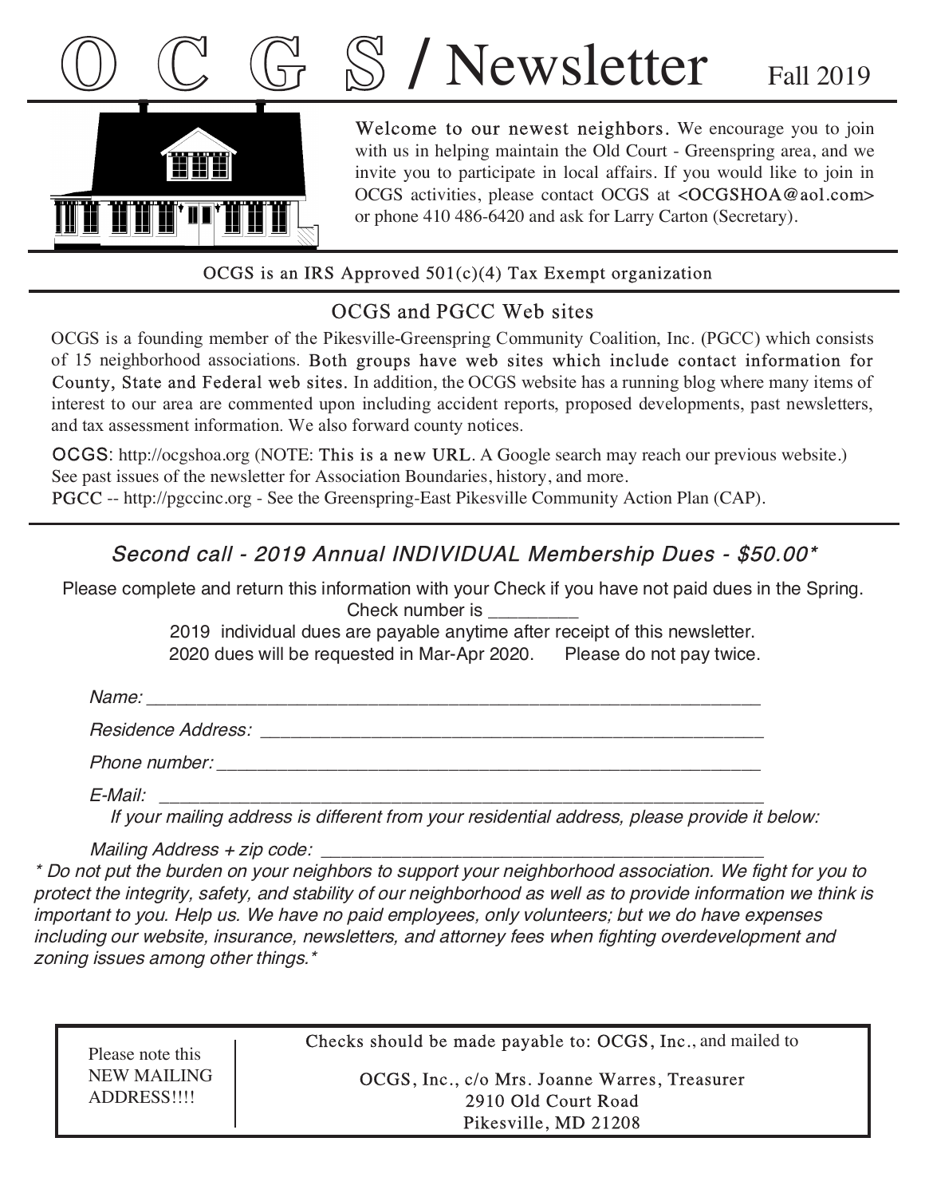# O C G S / Newsletter

Fall 2019

**Welcome to our newest neighbors.** We encourage you to join with us in helping maintain the Old Court - Greenspring area, and we invite you to participate in local affairs. If you would like to join in OCGS activities, please contact OCGS at <OCGSHOA@aol.com> or phone 410 486-6420 and ask for Larry Carton (Secretary).

OCGS is an IRS Approved 501(c)(4) Tax Exempt organization

## OCGS and PGCC Web sites

OCGS is a founding member of the Pikesville-Greenspring Community Coalition, Inc. (PGCC) which consists of 15 neighborhood associations. Both groups have web sites which include contact information for County, State and Federal web sites. In addition, the OCGS website has a running blog where many items of interest to our area are commented upon including accident reports, proposed developments, past newsletters, and tax assessment information. We also forward county notices.

**OCGS**: http://ocgshoa.org (NOTE: This is a new URL. A Google search may reach our previous website.) See past issues of the newsletter for Association Boundaries, history, and more.

**PGCC** -- http://pgccinc.org - See the Greenspring-East Pikesville Community Action Plan (CAP).

## *Second call - 2019 Annual INDIVIDUAL Membership Dues - $50.00**

Please complete and return this information with your Check if you have not paid dues in the Spring.

Check number is _________

2019 individual dues are payable anytime after receipt of this newsletter.

2020 dues will be requested in Mar-Apr 2020. Please do not pay twice.

*Name:* ____________________________________________________________

*Residence Address:* ______________________________________________

*Phone number:* ___________________________________________________

*E-Mail:* _________________________________________________________

*If your mailing address is different from your residential address, please provide it below:*

*Mailing Address + zip code:* ______________________________________

*\* Do not put the burden on your neighbors to support your neighborhood association. We fight for you to protect the integrity, safety, and stability of our neighborhood as well as to provide information we think is important to you. Help us. We have no paid employees, only volunteers; but we do have expenses including our website, insurance, newsletters, and attorney fees when fighting overdevelopment and zoning issues among other things.\**

Please note this NEW MAILING ADDRESS!!!!

Checks should be made payable to: OCGS, Inc., and mailed to

OCGS, Inc., c/o Mrs. Joanne Warres, Treasurer
2910 Old Court Road
Pikesville, MD 21208